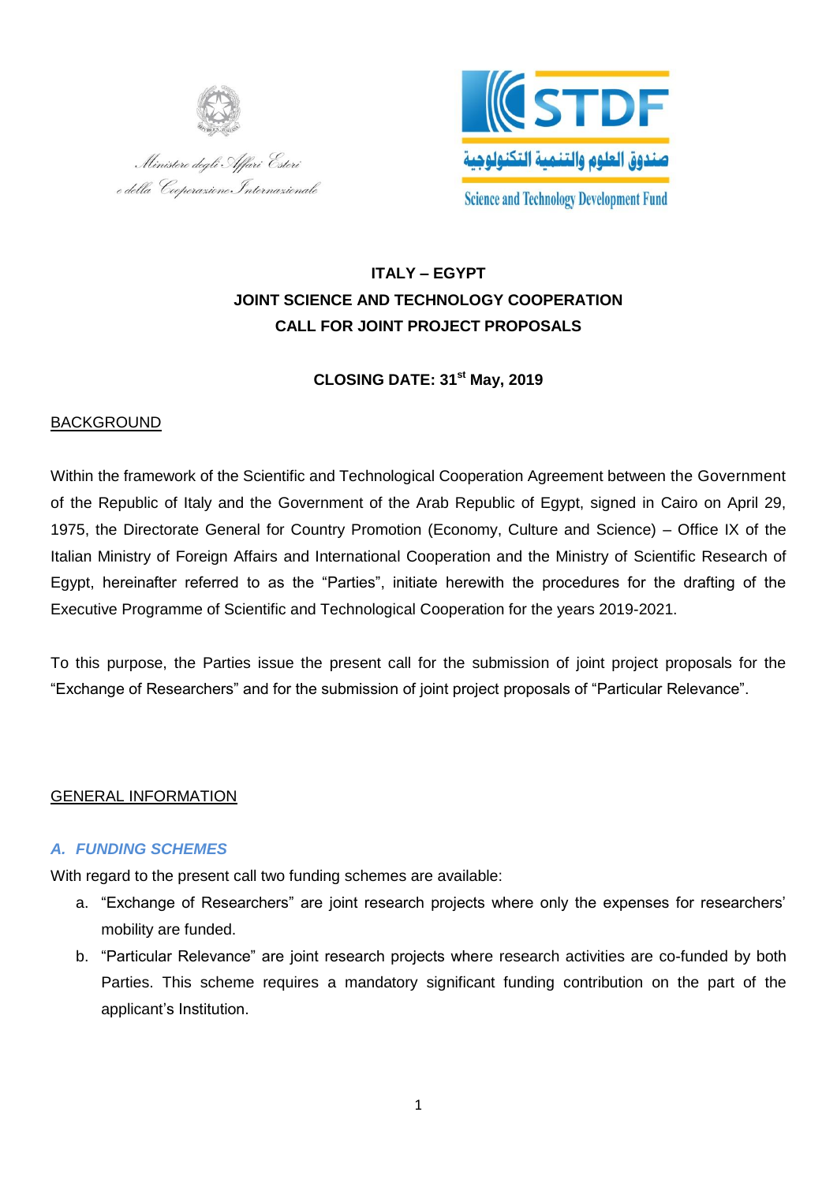Ministero degli Affari Esteri
e della Cooperazione Internazionale

STDF
صندوق العلوم والتنمية التكنولوجية
Science and Technology Development Fund

**ITALY – EGYPT**
**JOINT SCIENCE AND TECHNOLOGY COOPERATION**
**CALL FOR JOINT PROJECT PROPOSALS**

**CLOSING DATE: 31st May, 2019**

## BACKGROUND

Within the framework of the Scientific and Technological Cooperation Agreement between the Government of the Republic of Italy and the Government of the Arab Republic of Egypt, signed in Cairo on April 29, 1975, the Directorate General for Country Promotion (Economy, Culture and Science) – Office IX of the Italian Ministry of Foreign Affairs and International Cooperation and the Ministry of Scientific Research of Egypt, hereinafter referred to as the "Parties", initiate herewith the procedures for the drafting of the Executive Programme of Scientific and Technological Cooperation for the years 2019-2021.

To this purpose, the Parties issue the present call for the submission of joint project proposals for the "Exchange of Researchers" and for the submission of joint project proposals of "Particular Relevance".

## GENERAL INFORMATION

### *A. FUNDING SCHEMES*

With regard to the present call two funding schemes are available:

a. "Exchange of Researchers" are joint research projects where only the expenses for researchers' mobility are funded.
b. "Particular Relevance" are joint research projects where research activities are co-funded by both Parties. This scheme requires a mandatory significant funding contribution on the part of the applicant's Institution.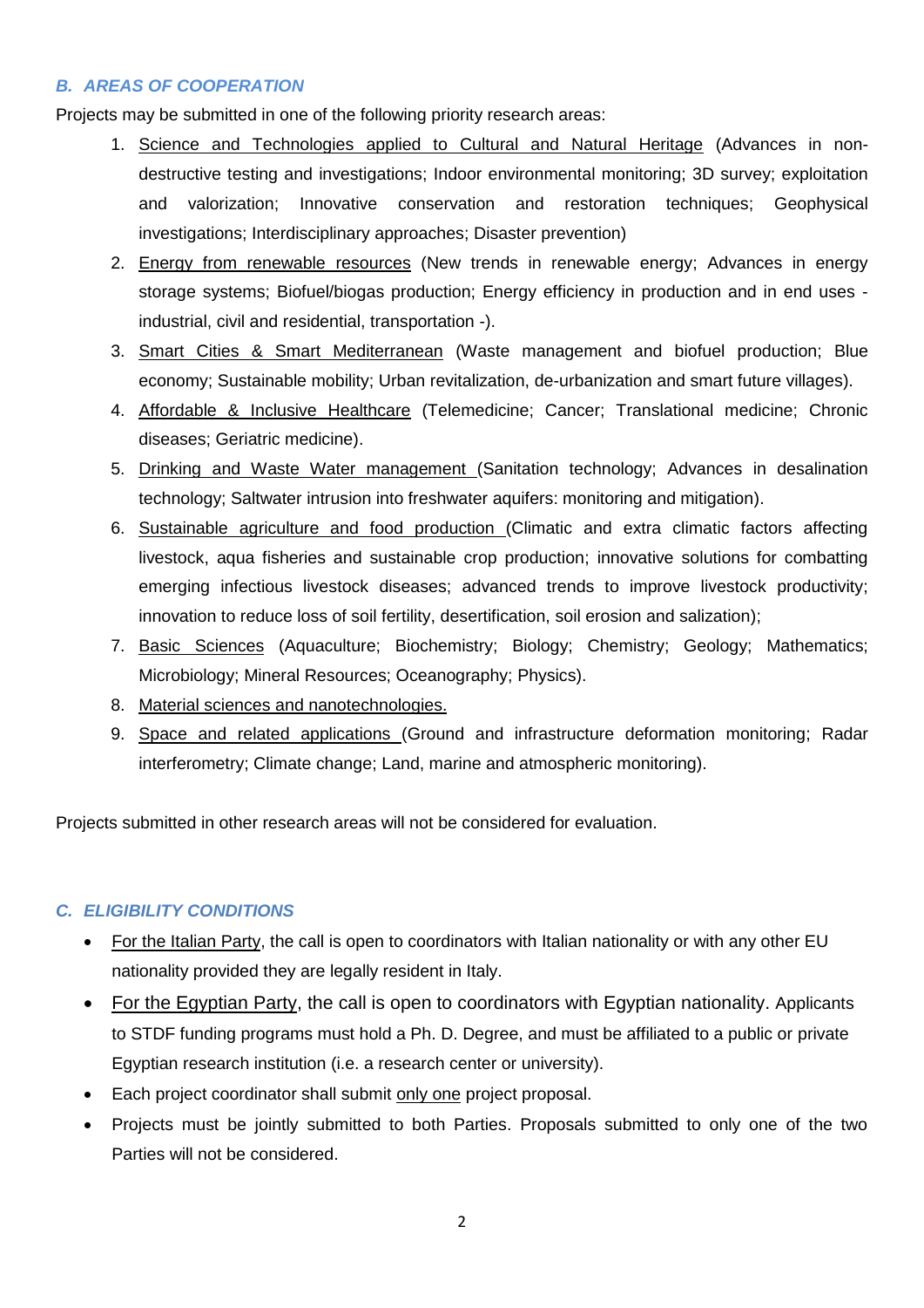### *B. AREAS OF COOPERATION*

Projects may be submitted in one of the following priority research areas:

1. Science and Technologies applied to Cultural and Natural Heritage (Advances in non-destructive testing and investigations; Indoor environmental monitoring; 3D survey; exploitation and valorization; Innovative conservation and restoration techniques; Geophysical investigations; Interdisciplinary approaches; Disaster prevention)
2. Energy from renewable resources (New trends in renewable energy; Advances in energy storage systems; Biofuel/biogas production; Energy efficiency in production and in end uses - industrial, civil and residential, transportation -).
3. Smart Cities & Smart Mediterranean (Waste management and biofuel production; Blue economy; Sustainable mobility; Urban revitalization, de-urbanization and smart future villages).
4. Affordable & Inclusive Healthcare (Telemedicine; Cancer; Translational medicine; Chronic diseases; Geriatric medicine).
5. Drinking and Waste Water management (Sanitation technology; Advances in desalination technology; Saltwater intrusion into freshwater aquifers: monitoring and mitigation).
6. Sustainable agriculture and food production (Climatic and extra climatic factors affecting livestock, aqua fisheries and sustainable crop production; innovative solutions for combatting emerging infectious livestock diseases; advanced trends to improve livestock productivity; innovation to reduce loss of soil fertility, desertification, soil erosion and salization);
7. Basic Sciences (Aquaculture; Biochemistry; Biology; Chemistry; Geology; Mathematics; Microbiology; Mineral Resources; Oceanography; Physics).
8. Material sciences and nanotechnologies.
9. Space and related applications (Ground and infrastructure deformation monitoring; Radar interferometry; Climate change; Land, marine and atmospheric monitoring).

Projects submitted in other research areas will not be considered for evaluation.

### *C. ELIGIBILITY CONDITIONS*

- For the Italian Party, the call is open to coordinators with Italian nationality or with any other EU nationality provided they are legally resident in Italy.
- For the Egyptian Party, the call is open to coordinators with Egyptian nationality. Applicants to STDF funding programs must hold a Ph. D. Degree, and must be affiliated to a public or private Egyptian research institution (i.e. a research center or university).
- Each project coordinator shall submit only one project proposal.
- Projects must be jointly submitted to both Parties. Proposals submitted to only one of the two Parties will not be considered.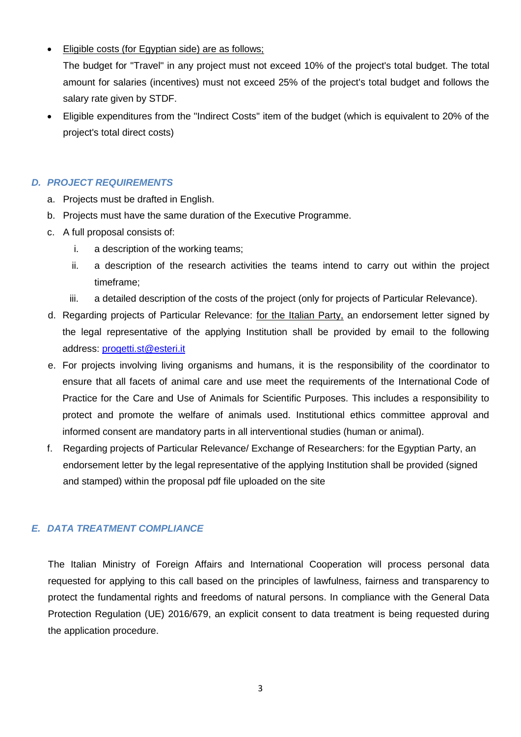- Eligible costs (for Egyptian side) are as follows;

  The budget for "Travel" in any project must not exceed 10% of the project's total budget. The total amount for salaries (incentives) must not exceed 25% of the project's total budget and follows the salary rate given by STDF.

- Eligible expenditures from the "Indirect Costs" item of the budget (which is equivalent to 20% of the project's total direct costs)

## *D. PROJECT REQUIREMENTS*

a. Projects must be drafted in English.

b. Projects must have the same duration of the Executive Programme.

c. A full proposal consists of:

   i. a description of the working teams;

   ii. a description of the research activities the teams intend to carry out within the project timeframe;

   iii. a detailed description of the costs of the project (only for projects of Particular Relevance).

d. Regarding projects of Particular Relevance: for the Italian Party, an endorsement letter signed by the legal representative of the applying Institution shall be provided by email to the following address: progetti.st@esteri.it

e. For projects involving living organisms and humans, it is the responsibility of the coordinator to ensure that all facets of animal care and use meet the requirements of the International Code of Practice for the Care and Use of Animals for Scientific Purposes. This includes a responsibility to protect and promote the welfare of animals used. Institutional ethics committee approval and informed consent are mandatory parts in all interventional studies (human or animal).

f. Regarding projects of Particular Relevance/ Exchange of Researchers: for the Egyptian Party, an endorsement letter by the legal representative of the applying Institution shall be provided (signed and stamped) within the proposal pdf file uploaded on the site

## *E. DATA TREATMENT COMPLIANCE*

The Italian Ministry of Foreign Affairs and International Cooperation will process personal data requested for applying to this call based on the principles of lawfulness, fairness and transparency to protect the fundamental rights and freedoms of natural persons. In compliance with the General Data Protection Regulation (UE) 2016/679, an explicit consent to data treatment is being requested during the application procedure.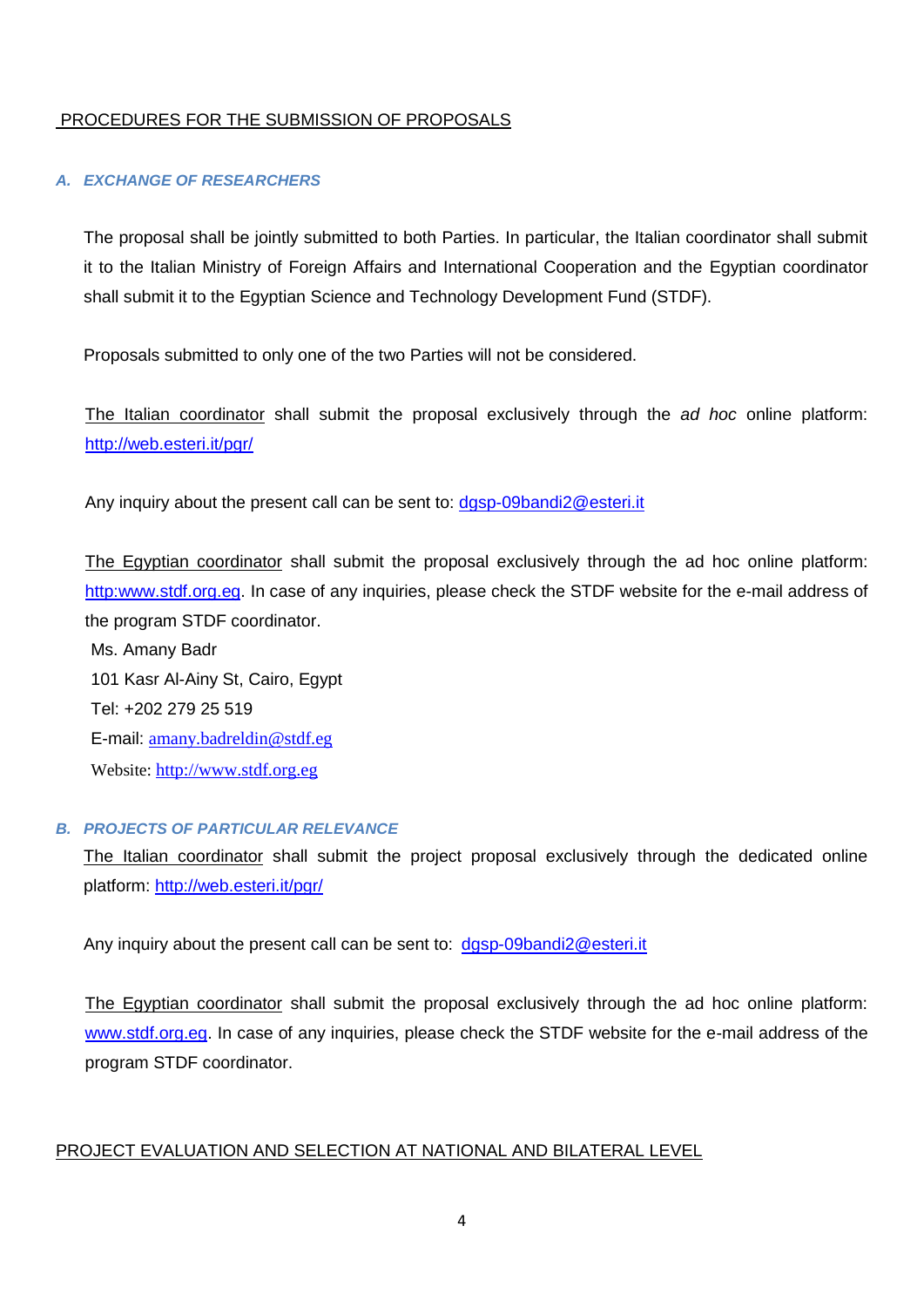## PROCEDURES FOR THE SUBMISSION OF PROPOSALS

### *A. EXCHANGE OF RESEARCHERS*

The proposal shall be jointly submitted to both Parties. In particular, the Italian coordinator shall submit it to the Italian Ministry of Foreign Affairs and International Cooperation and the Egyptian coordinator shall submit it to the Egyptian Science and Technology Development Fund (STDF).

Proposals submitted to only one of the two Parties will not be considered.

The Italian coordinator shall submit the proposal exclusively through the *ad hoc* online platform: http://web.esteri.it/pgr/

Any inquiry about the present call can be sent to: dgsp-09bandi2@esteri.it

The Egyptian coordinator shall submit the proposal exclusively through the ad hoc online platform: http:www.stdf.org.eg. In case of any inquiries, please check the STDF website for the e-mail address of the program STDF coordinator.

Ms. Amany Badr
101 Kasr Al-Ainy St, Cairo, Egypt
Tel: +202 279 25 519
E-mail: amany.badreldin@stdf.eg
Website: http://www.stdf.org.eg

### *B. PROJECTS OF PARTICULAR RELEVANCE*

The Italian coordinator shall submit the project proposal exclusively through the dedicated online platform: http://web.esteri.it/pgr/

Any inquiry about the present call can be sent to: dgsp-09bandi2@esteri.it

The Egyptian coordinator shall submit the proposal exclusively through the ad hoc online platform: www.stdf.org.eg. In case of any inquiries, please check the STDF website for the e-mail address of the program STDF coordinator.

## PROJECT EVALUATION AND SELECTION AT NATIONAL AND BILATERAL LEVEL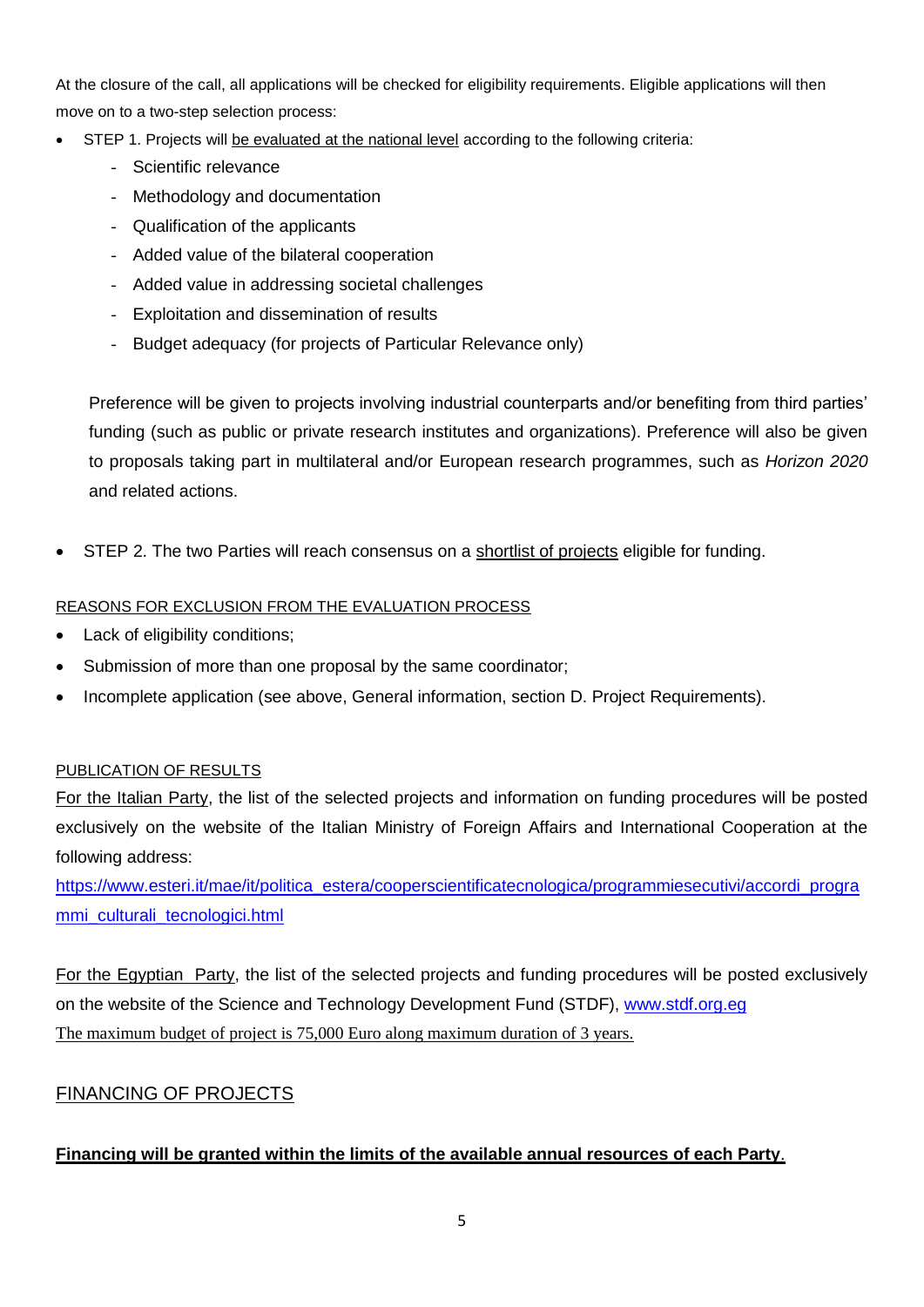At the closure of the call, all applications will be checked for eligibility requirements. Eligible applications will then move on to a two-step selection process:

- STEP 1. Projects will be evaluated at the national level according to the following criteria:
  - Scientific relevance
  - Methodology and documentation
  - Qualification of the applicants
  - Added value of the bilateral cooperation
  - Added value in addressing societal challenges
  - Exploitation and dissemination of results
  - Budget adequacy (for projects of Particular Relevance only)

  Preference will be given to projects involving industrial counterparts and/or benefiting from third parties' funding (such as public or private research institutes and organizations). Preference will also be given to proposals taking part in multilateral and/or European research programmes, such as *Horizon 2020* and related actions.

- STEP 2. The two Parties will reach consensus on a shortlist of projects eligible for funding.

REASONS FOR EXCLUSION FROM THE EVALUATION PROCESS

- Lack of eligibility conditions;
- Submission of more than one proposal by the same coordinator;
- Incomplete application (see above, General information, section D. Project Requirements).

PUBLICATION OF RESULTS

For the Italian Party, the list of the selected projects and information on funding procedures will be posted exclusively on the website of the Italian Ministry of Foreign Affairs and International Cooperation at the following address:
https://www.esteri.it/mae/it/politica_estera/cooperscientificatecnologica/programmiesecutivi/accordi_programmi_culturali_tecnologici.html

For the Egyptian Party, the list of the selected projects and funding procedures will be posted exclusively on the website of the Science and Technology Development Fund (STDF), www.stdf.org.eg
The maximum budget of project is 75,000 Euro along maximum duration of 3 years.

## FINANCING OF PROJECTS

**Financing will be granted within the limits of the available annual resources of each Party.**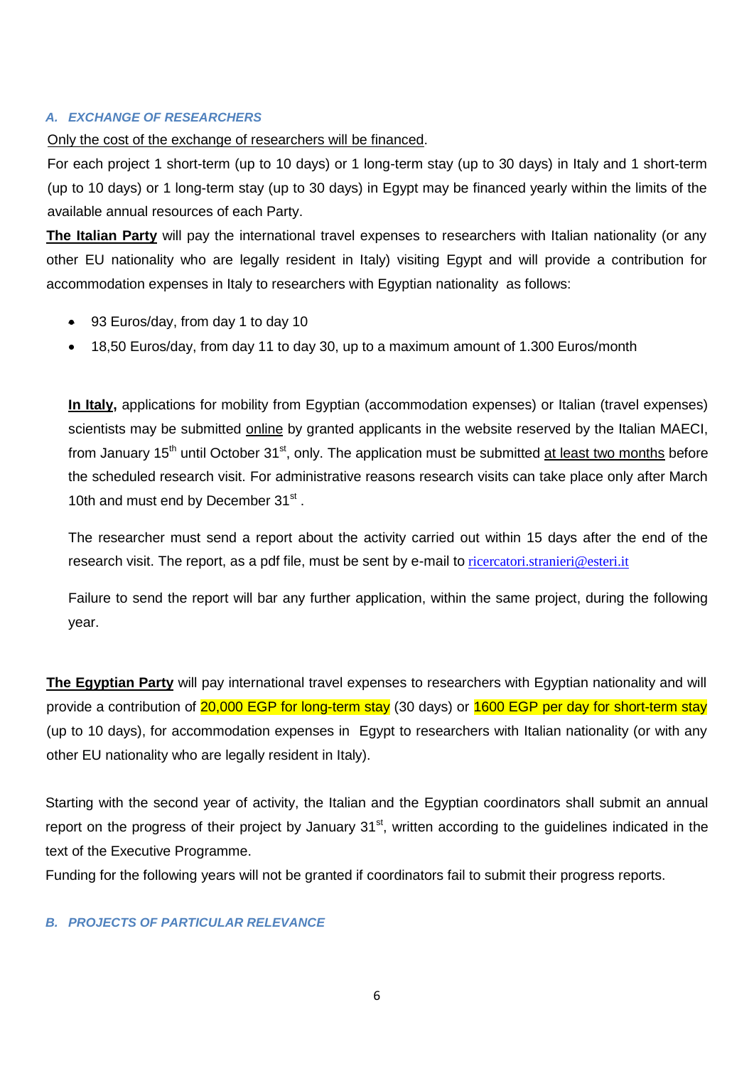### *A. EXCHANGE OF RESEARCHERS*

Only the cost of the exchange of researchers will be financed.

For each project 1 short-term (up to 10 days) or 1 long-term stay (up to 30 days) in Italy and 1 short-term (up to 10 days) or 1 long-term stay (up to 30 days) in Egypt may be financed yearly within the limits of the available annual resources of each Party.

**The Italian Party** will pay the international travel expenses to researchers with Italian nationality (or any other EU nationality who are legally resident in Italy) visiting Egypt and will provide a contribution for accommodation expenses in Italy to researchers with Egyptian nationality as follows:

- 93 Euros/day, from day 1 to day 10
- 18,50 Euros/day, from day 11 to day 30, up to a maximum amount of 1.300 Euros/month

**In Italy,** applications for mobility from Egyptian (accommodation expenses) or Italian (travel expenses) scientists may be submitted online by granted applicants in the website reserved by the Italian MAECI, from January 15th until October 31st, only. The application must be submitted at least two months before the scheduled research visit. For administrative reasons research visits can take place only after March 10th and must end by December 31st .

The researcher must send a report about the activity carried out within 15 days after the end of the research visit. The report, as a pdf file, must be sent by e-mail to ricercatori.stranieri@esteri.it

Failure to send the report will bar any further application, within the same project, during the following year.

**The Egyptian Party** will pay international travel expenses to researchers with Egyptian nationality and will provide a contribution of 20,000 EGP for long-term stay (30 days) or 1600 EGP per day for short-term stay (up to 10 days), for accommodation expenses in Egypt to researchers with Italian nationality (or with any other EU nationality who are legally resident in Italy).

Starting with the second year of activity, the Italian and the Egyptian coordinators shall submit an annual report on the progress of their project by January 31st, written according to the guidelines indicated in the text of the Executive Programme.

Funding for the following years will not be granted if coordinators fail to submit their progress reports.

### *B. PROJECTS OF PARTICULAR RELEVANCE*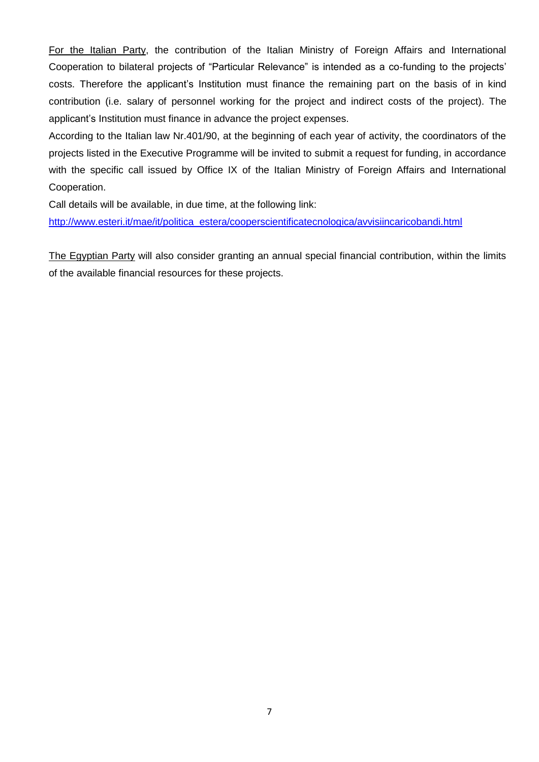For the Italian Party, the contribution of the Italian Ministry of Foreign Affairs and International Cooperation to bilateral projects of "Particular Relevance" is intended as a co-funding to the projects' costs. Therefore the applicant's Institution must finance the remaining part on the basis of in kind contribution (i.e. salary of personnel working for the project and indirect costs of the project). The applicant's Institution must finance in advance the project expenses.

According to the Italian law Nr.401/90, at the beginning of each year of activity, the coordinators of the projects listed in the Executive Programme will be invited to submit a request for funding, in accordance with the specific call issued by Office IX of the Italian Ministry of Foreign Affairs and International Cooperation.

Call details will be available, in due time, at the following link:

http://www.esteri.it/mae/it/politica_estera/cooperscientificatecnologica/avvisiincaricobandi.html

The Egyptian Party will also consider granting an annual special financial contribution, within the limits of the available financial resources for these projects.